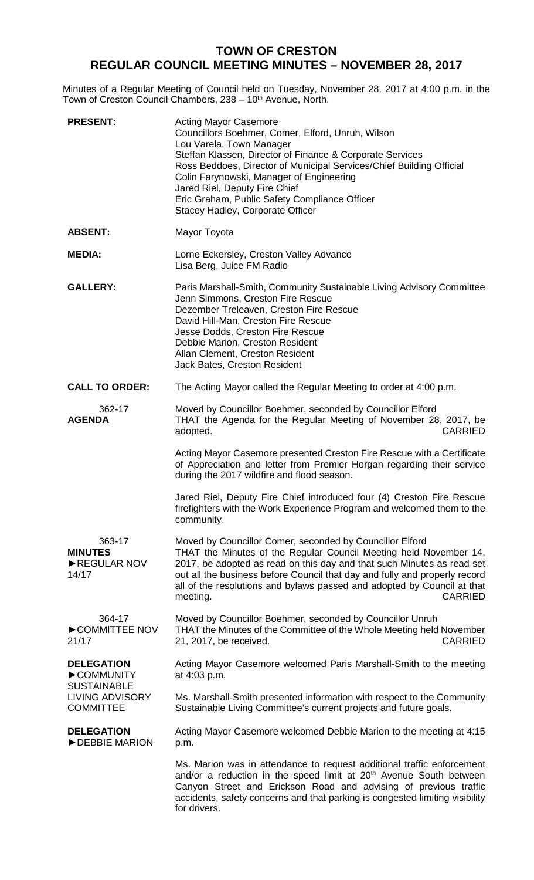# TOWN OF CRESTON
## REGULAR COUNCIL MEETING MINUTES – NOVEMBER 28, 2017

Minutes of a Regular Meeting of Council held on Tuesday, November 28, 2017 at 4:00 p.m. in the Town of Creston Council Chambers, 238 – 10th Avenue, North.

| | |
|---|---|
| **PRESENT:** | Acting Mayor Casemore<br>Councillors Boehmer, Comer, Elford, Unruh, Wilson<br>Lou Varela, Town Manager<br>Steffan Klassen, Director of Finance & Corporate Services<br>Ross Beddoes, Director of Municipal Services/Chief Building Official<br>Colin Farynowski, Manager of Engineering<br>Jared Riel, Deputy Fire Chief<br>Eric Graham, Public Safety Compliance Officer<br>Stacey Hadley, Corporate Officer |
| **ABSENT:** | Mayor Toyota |
| **MEDIA:** | Lorne Eckersley, Creston Valley Advance<br>Lisa Berg, Juice FM Radio |
| **GALLERY:** | Paris Marshall-Smith, Community Sustainable Living Advisory Committee<br>Jenn Simmons, Creston Fire Rescue<br>Dezember Treleaven, Creston Fire Rescue<br>David Hill-Man, Creston Fire Rescue<br>Jesse Dodds, Creston Fire Rescue<br>Debbie Marion, Creston Resident<br>Allan Clement, Creston Resident<br>Jack Bates, Creston Resident |
| **CALL TO ORDER:** | The Acting Mayor called the Regular Meeting to order at 4:00 p.m. |
| 362-17<br>**AGENDA** | Moved by Councillor Boehmer, seconded by Councillor Elford<br>THAT the Agenda for the Regular Meeting of November 28, 2017, be adopted. CARRIED<br><br>Acting Mayor Casemore presented Creston Fire Rescue with a Certificate of Appreciation and letter from Premier Horgan regarding their service during the 2017 wildfire and flood season.<br><br>Jared Riel, Deputy Fire Chief introduced four (4) Creston Fire Rescue firefighters with the Work Experience Program and welcomed them to the community. |
| 363-17<br>**MINUTES**<br>►REGULAR NOV 14/17 | Moved by Councillor Comer, seconded by Councillor Elford<br>THAT the Minutes of the Regular Council Meeting held November 14, 2017, be adopted as read on this day and that such Minutes as read set out all the business before Council that day and fully and properly record all of the resolutions and bylaws passed and adopted by Council at that meeting. CARRIED |
| 364-17<br>►COMMITTEE NOV 21/17 | Moved by Councillor Boehmer, seconded by Councillor Unruh<br>THAT the Minutes of the Committee of the Whole Meeting held November 21, 2017, be received. CARRIED |
| **DELEGATION**<br>►COMMUNITY SUSTAINABLE LIVING ADVISORY COMMITTEE | Acting Mayor Casemore welcomed Paris Marshall-Smith to the meeting at 4:03 p.m.<br><br>Ms. Marshall-Smith presented information with respect to the Community Sustainable Living Committee's current projects and future goals. |
| **DELEGATION**<br>►DEBBIE MARION | Acting Mayor Casemore welcomed Debbie Marion to the meeting at 4:15 p.m.<br><br>Ms. Marion was in attendance to request additional traffic enforcement and/or a reduction in the speed limit at 20th Avenue South between Canyon Street and Erickson Road and advising of previous traffic accidents, safety concerns and that parking is congested limiting visibility for drivers. |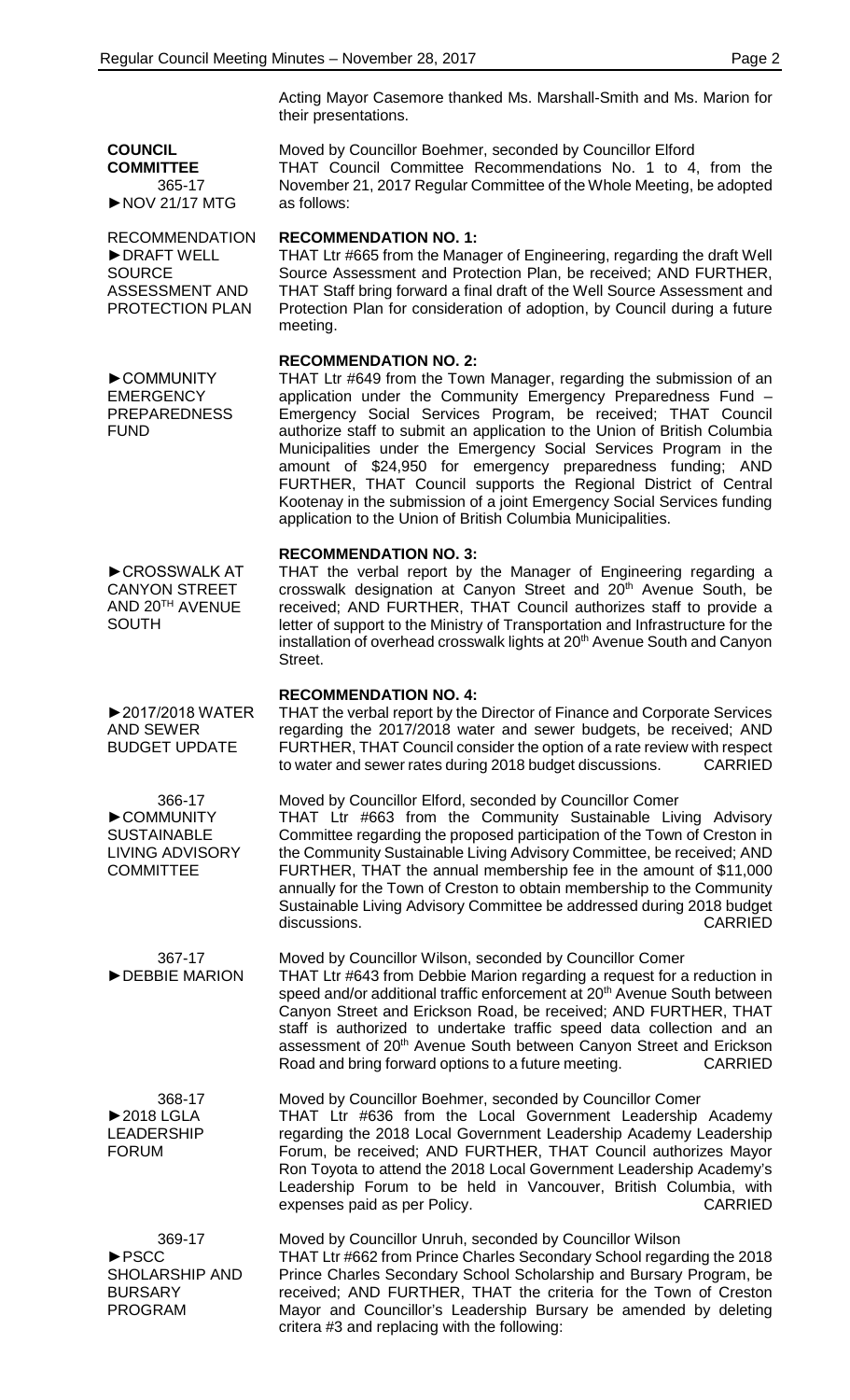Acting Mayor Casemore thanked Ms. Marshall-Smith and Ms. Marion for their presentations.

**COUNCIL COMMITTEE**
365-17
►NOV 21/17 MTG

Moved by Councillor Boehmer, seconded by Councillor Elford
THAT Council Committee Recommendations No. 1 to 4, from the November 21, 2017 Regular Committee of the Whole Meeting, be adopted as follows:

RECOMMENDATION
►DRAFT WELL SOURCE ASSESSMENT AND PROTECTION PLAN

**RECOMMENDATION NO. 1:**
THAT Ltr #665 from the Manager of Engineering, regarding the draft Well Source Assessment and Protection Plan, be received; AND FURTHER, THAT Staff bring forward a final draft of the Well Source Assessment and Protection Plan for consideration of adoption, by Council during a future meeting.

►COMMUNITY EMERGENCY PREPAREDNESS FUND

**RECOMMENDATION NO. 2:**
THAT Ltr #649 from the Town Manager, regarding the submission of an application under the Community Emergency Preparedness Fund – Emergency Social Services Program, be received; THAT Council authorize staff to submit an application to the Union of British Columbia Municipalities under the Emergency Social Services Program in the amount of $24,950 for emergency preparedness funding; AND FURTHER, THAT Council supports the Regional District of Central Kootenay in the submission of a joint Emergency Social Services funding application to the Union of British Columbia Municipalities.

►CROSSWALK AT CANYON STREET AND 20TH AVENUE SOUTH

**RECOMMENDATION NO. 3:**
THAT the verbal report by the Manager of Engineering regarding a crosswalk designation at Canyon Street and 20th Avenue South, be received; AND FURTHER, THAT Council authorizes staff to provide a letter of support to the Ministry of Transportation and Infrastructure for the installation of overhead crosswalk lights at 20th Avenue South and Canyon Street.

►2017/2018 WATER AND SEWER BUDGET UPDATE

**RECOMMENDATION NO. 4:**
THAT the verbal report by the Director of Finance and Corporate Services regarding the 2017/2018 water and sewer budgets, be received; AND FURTHER, THAT Council consider the option of a rate review with respect to water and sewer rates during 2018 budget discussions. CARRIED

366-17
►COMMUNITY SUSTAINABLE LIVING ADVISORY COMMITTEE

Moved by Councillor Elford, seconded by Councillor Comer
THAT Ltr #663 from the Community Sustainable Living Advisory Committee regarding the proposed participation of the Town of Creston in the Community Sustainable Living Advisory Committee, be received; AND FURTHER, THAT the annual membership fee in the amount of $11,000 annually for the Town of Creston to obtain membership to the Community Sustainable Living Advisory Committee be addressed during 2018 budget discussions. CARRIED

367-17
►DEBBIE MARION

Moved by Councillor Wilson, seconded by Councillor Comer
THAT Ltr #643 from Debbie Marion regarding a request for a reduction in speed and/or additional traffic enforcement at 20th Avenue South between Canyon Street and Erickson Road, be received; AND FURTHER, THAT staff is authorized to undertake traffic speed data collection and an assessment of 20th Avenue South between Canyon Street and Erickson Road and bring forward options to a future meeting. CARRIED

368-17
►2018 LGLA LEADERSHIP FORUM

Moved by Councillor Boehmer, seconded by Councillor Comer
THAT Ltr #636 from the Local Government Leadership Academy regarding the 2018 Local Government Leadership Academy Leadership Forum, be received; AND FURTHER, THAT Council authorizes Mayor Ron Toyota to attend the 2018 Local Government Leadership Academy's Leadership Forum to be held in Vancouver, British Columbia, with expenses paid as per Policy. CARRIED

369-17
►PSCC SHOLARSHIP AND BURSARY PROGRAM

Moved by Councillor Unruh, seconded by Councillor Wilson
THAT Ltr #662 from Prince Charles Secondary School regarding the 2018 Prince Charles Secondary School Scholarship and Bursary Program, be received; AND FURTHER, THAT the criteria for the Town of Creston Mayor and Councillor's Leadership Bursary be amended by deleting critera #3 and replacing with the following: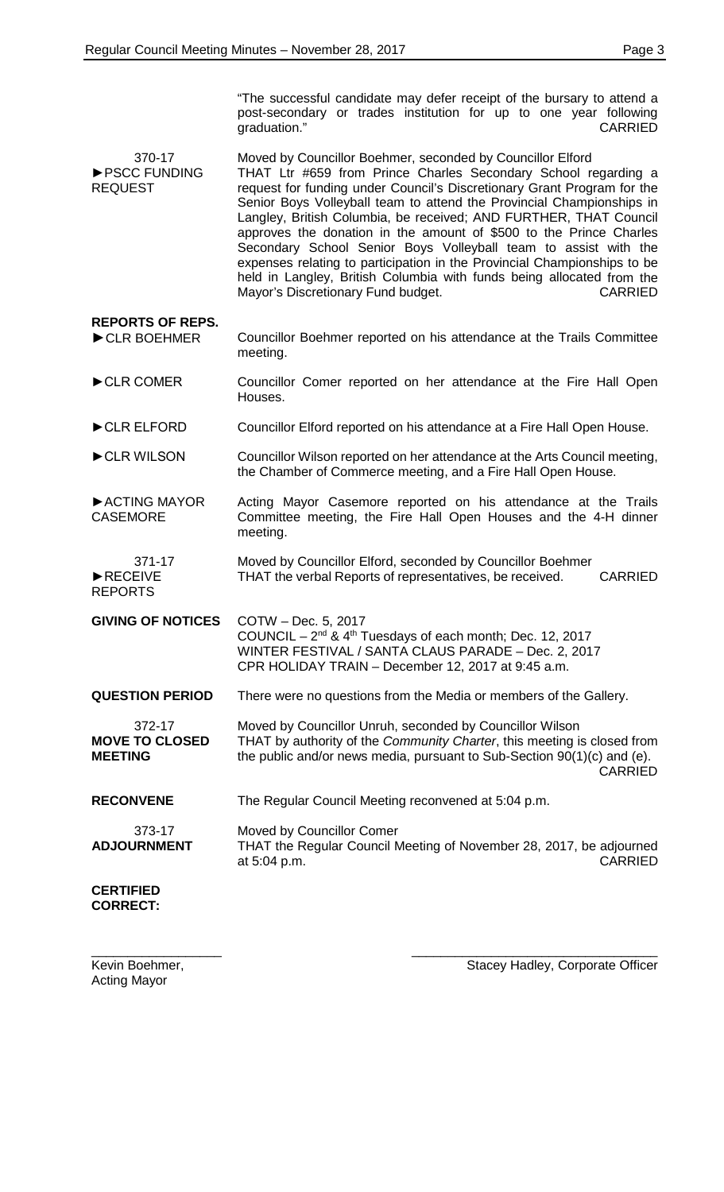"The successful candidate may defer receipt of the bursary to attend a post-secondary or trades institution for up to one year following graduation." CARRIED

**370-17**
**►PSCC FUNDING REQUEST**

Moved by Councillor Boehmer, seconded by Councillor Elford
THAT Ltr #659 from Prince Charles Secondary School regarding a request for funding under Council's Discretionary Grant Program for the Senior Boys Volleyball team to attend the Provincial Championships in Langley, British Columbia, be received; AND FURTHER, THAT Council approves the donation in the amount of $500 to the Prince Charles Secondary School Senior Boys Volleyball team to assist with the expenses relating to participation in the Provincial Championships to be held in Langley, British Columbia with funds being allocated from the Mayor's Discretionary Fund budget. CARRIED

**REPORTS OF REPS.**

**►CLR BOEHMER**
Councillor Boehmer reported on his attendance at the Trails Committee meeting.

**►CLR COMER**
Councillor Comer reported on her attendance at the Fire Hall Open Houses.

**►CLR ELFORD**
Councillor Elford reported on his attendance at a Fire Hall Open House.

**►CLR WILSON**
Councillor Wilson reported on her attendance at the Arts Council meeting, the Chamber of Commerce meeting, and a Fire Hall Open House.

**►ACTING MAYOR CASEMORE**
Acting Mayor Casemore reported on his attendance at the Trails Committee meeting, the Fire Hall Open Houses and the 4-H dinner meeting.

**371-17**
**►RECEIVE REPORTS**

Moved by Councillor Elford, seconded by Councillor Boehmer
THAT the verbal Reports of representatives, be received. CARRIED

**GIVING OF NOTICES**

COTW – Dec. 5, 2017
COUNCIL – 2nd & 4th Tuesdays of each month; Dec. 12, 2017
WINTER FESTIVAL / SANTA CLAUS PARADE – Dec. 2, 2017
CPR HOLIDAY TRAIN – December 12, 2017 at 9:45 a.m.

**QUESTION PERIOD**

There were no questions from the Media or members of the Gallery.

**372-17**
**MOVE TO CLOSED MEETING**

Moved by Councillor Unruh, seconded by Councillor Wilson
THAT by authority of the *Community Charter*, this meeting is closed from the public and/or news media, pursuant to Sub-Section 90(1)(c) and (e). CARRIED

**RECONVENE**

The Regular Council Meeting reconvened at 5:04 p.m.

**373-17**
**ADJOURNMENT**

Moved by Councillor Comer
THAT the Regular Council Meeting of November 28, 2017, be adjourned at 5:04 p.m. CARRIED

**CERTIFIED CORRECT:**

\_\_\_\_\_\_\_\_\_\_\_\_\_\_\_\_\_\_\_\_
Kevin Boehmer,
Acting Mayor

\_\_\_\_\_\_\_\_\_\_\_\_\_\_\_\_\_\_\_\_
Stacey Hadley, Corporate Officer